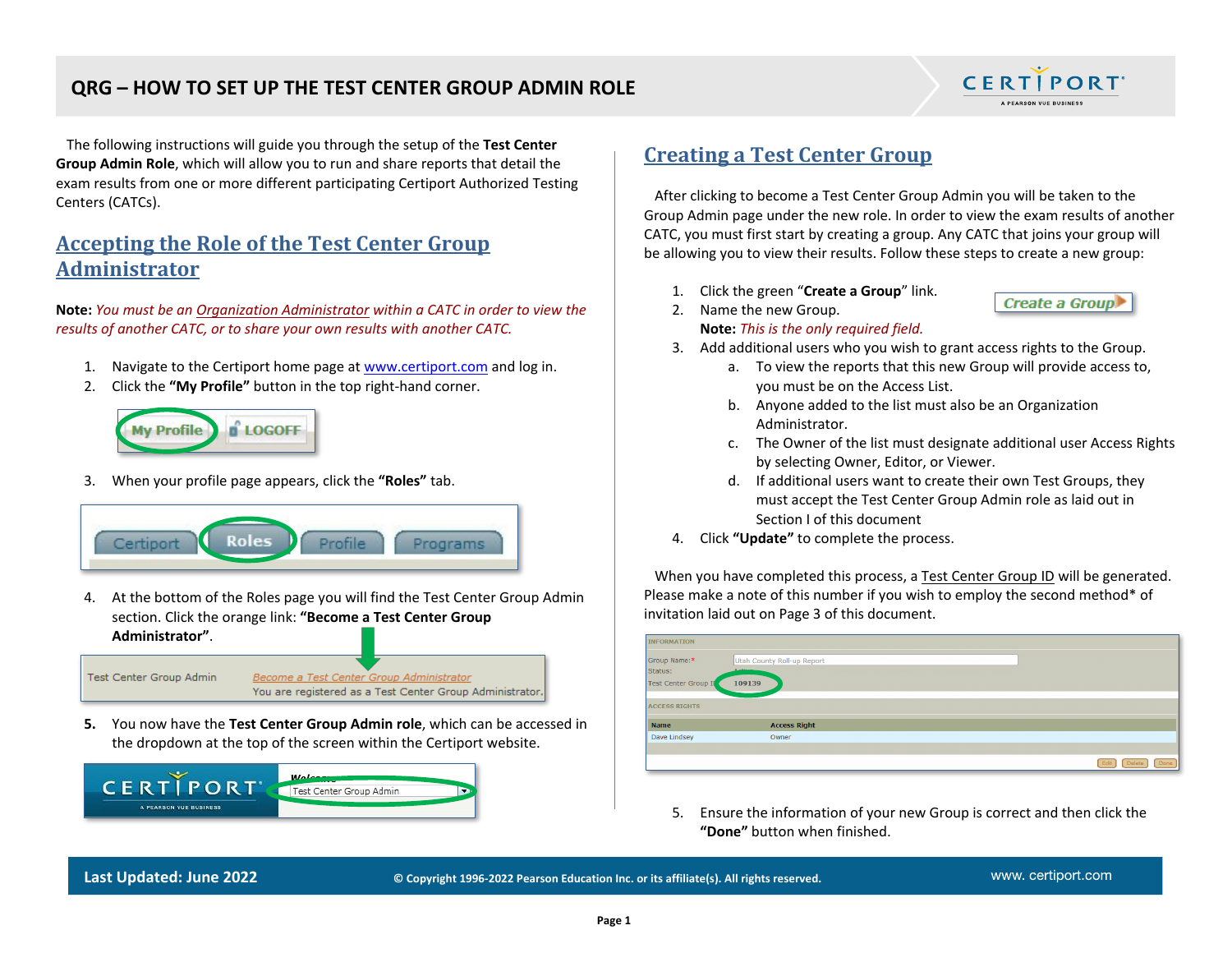# QRG – HOW TO SET UP THE TEST CENTER GROUP ADMIN ROLE

The following instructions will guide you through the setup of the **Test Center Group Admin Role**, which will allow you to run and share reports that detail the exam results from one or more different participating Certiport Authorized Testing Centers (CATCs).

## Accepting the Role of the Test Center Group Administrator

**Note:** *You must be an Organization Administrator within a CATC in order to view the results of another CATC, or to share your own results with another CATC.*

1. Navigate to the Certiport home page at www.certiport.com and log in.
2. Click the **"My Profile"** button in the top right-hand corner.
3. When your profile page appears, click the **"Roles"** tab.
4. At the bottom of the Roles page you will find the Test Center Group Admin section. Click the orange link: **"Become a Test Center Group Administrator"**.
5. You now have the **Test Center Group Admin role**, which can be accessed in the dropdown at the top of the screen within the Certiport website.

## Creating a Test Center Group

After clicking to become a Test Center Group Admin you will be taken to the Group Admin page under the new role. In order to view the exam results of another CATC, you must first start by creating a group. Any CATC that joins your group will be allowing you to view their results. Follow these steps to create a new group:

1. Click the green "**Create a Group**" link.
2. Name the new Group.
   **Note:** *This is the only required field.*
3. Add additional users who you wish to grant access rights to the Group.
   a. To view the reports that this new Group will provide access to, you must be on the Access List.
   b. Anyone added to the list must also be an Organization Administrator.
   c. The Owner of the list must designate additional user Access Rights by selecting Owner, Editor, or Viewer.
   d. If additional users want to create their own Test Groups, they must accept the Test Center Group Admin role as laid out in Section I of this document
4. Click **"Update"** to complete the process.

When you have completed this process, a Test Center Group ID will be generated. Please make a note of this number if you wish to employ the second method* of invitation laid out on Page 3 of this document.

5. Ensure the information of your new Group is correct and then click the **"Done"** button when finished.

**Last Updated: June 2022** © Copyright 1996-2022 Pearson Education Inc. or its affiliate(s). All rights reserved. www. certiport.com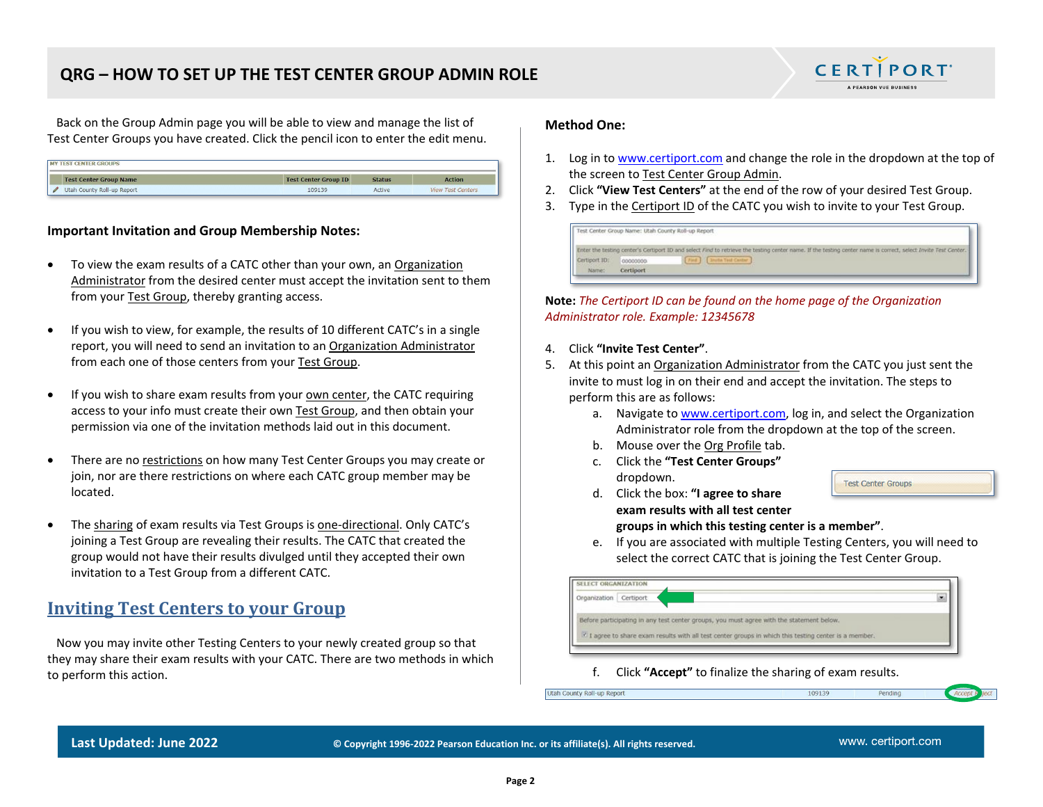Back on the Group Admin page you will be able to view and manage the list of Test Center Groups you have created. Click the pencil icon to enter the edit menu.

| Test Center Group Name | Test Center Group ID | Status | Action |
|---|---|---|---|
| Utah County Roll-up Report | 109139 | Active | View Test Centers |

### Important Invitation and Group Membership Notes:

- To view the exam results of a CATC other than your own, an Organization Administrator from the desired center must accept the invitation sent to them from your Test Group, thereby granting access.
- If you wish to view, for example, the results of 10 different CATC's in a single report, you will need to send an invitation to an Organization Administrator from each one of those centers from your Test Group.
- If you wish to share exam results from your own center, the CATC requiring access to your info must create their own Test Group, and then obtain your permission via one of the invitation methods laid out in this document.
- There are no restrictions on how many Test Center Groups you may create or join, nor are there restrictions on where each CATC group member may be located.
- The sharing of exam results via Test Groups is one-directional. Only CATC's joining a Test Group are revealing their results. The CATC that created the group would not have their results divulged until they accepted their own invitation to a Test Group from a different CATC.

## Inviting Test Centers to your Group

Now you may invite other Testing Centers to your newly created group so that they may share their exam results with your CATC. There are two methods in which to perform this action.

### Method One:

1. Log in to www.certiport.com and change the role in the dropdown at the top of the screen to Test Center Group Admin.
2. Click **"View Test Centers"** at the end of the row of your desired Test Group.
3. Type in the Certiport ID of the CATC you wish to invite to your Test Group.

**Note:** *The Certiport ID can be found on the home page of the Organization Administrator role. Example: 12345678*

4. Click **"Invite Test Center"**.
5. At this point an Organization Administrator from the CATC you just sent the invite to must log in on their end and accept the invitation. The steps to perform this are as follows:
   a. Navigate to www.certiport.com, log in, and select the Organization Administrator role from the dropdown at the top of the screen.
   b. Mouse over the Org Profile tab.
   c. Click the **"Test Center Groups"** dropdown.
   d. Click the box: **"I agree to share exam results with all test center groups in which this testing center is a member"**.
   e. If you are associated with multiple Testing Centers, you will need to select the correct CATC that is joining the Test Center Group.
   f. Click **"Accept"** to finalize the sharing of exam results.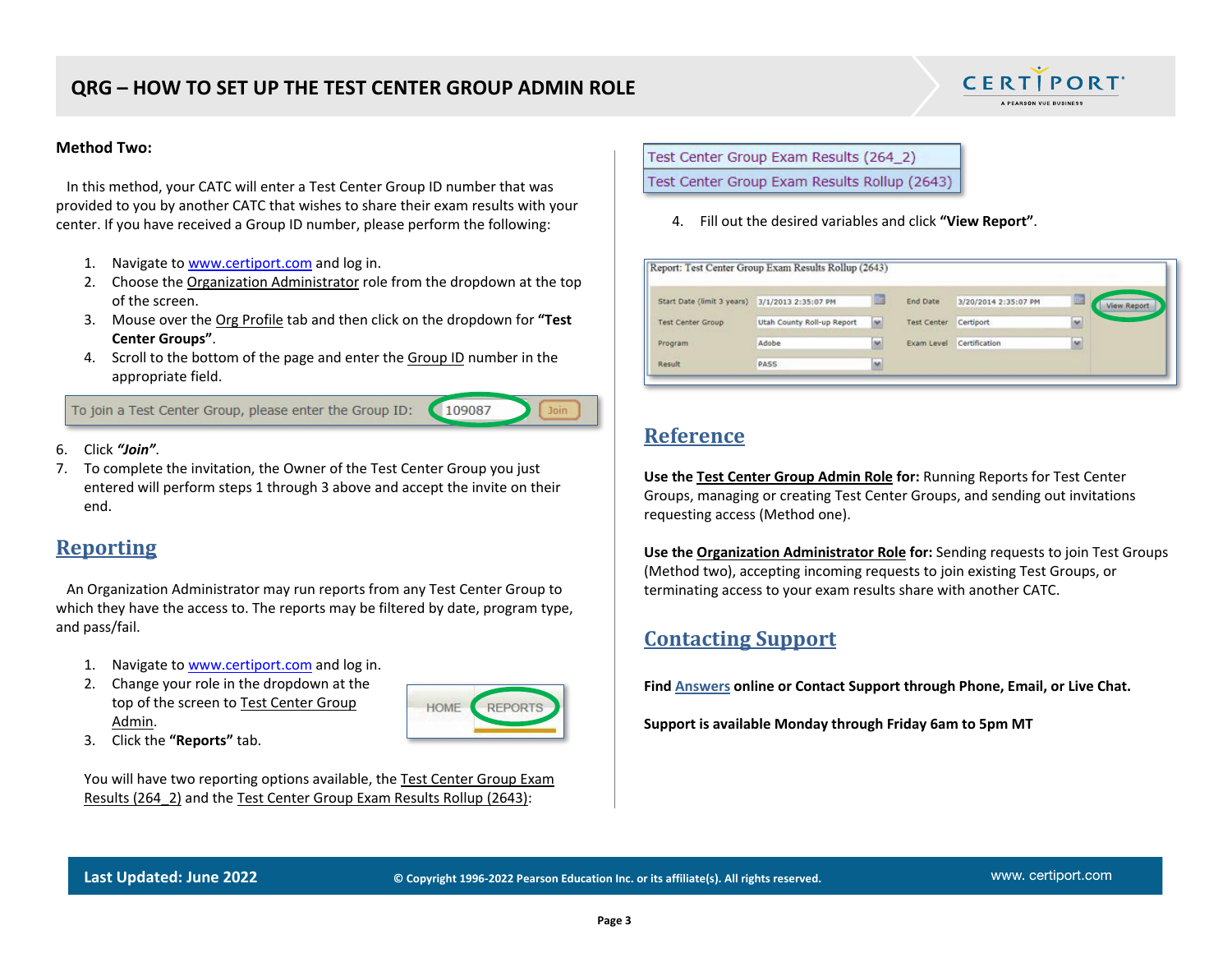# QRG – HOW TO SET UP THE TEST CENTER GROUP ADMIN ROLE

**Method Two:**

In this method, your CATC will enter a Test Center Group ID number that was provided to you by another CATC that wishes to share their exam results with your center. If you have received a Group ID number, please perform the following:

1. Navigate to www.certiport.com and log in.
2. Choose the Organization Administrator role from the dropdown at the top of the screen.
3. Mouse over the Org Profile tab and then click on the dropdown for **"Test Center Groups"**.
4. Scroll to the bottom of the page and enter the Group ID number in the appropriate field.

To join a Test Center Group, please enter the Group ID: 109087 Join

6. Click ***"Join"***.
7. To complete the invitation, the Owner of the Test Center Group you just entered will perform steps 1 through 3 above and accept the invite on their end.

## Reporting

An Organization Administrator may run reports from any Test Center Group to which they have the access to. The reports may be filtered by date, program type, and pass/fail.

1. Navigate to www.certiport.com and log in.
2. Change your role in the dropdown at the top of the screen to Test Center Group Admin.
3. Click the **"Reports"** tab.

HOME REPORTS

You will have two reporting options available, the Test Center Group Exam Results (264_2) and the Test Center Group Exam Results Rollup (2643):

Test Center Group Exam Results (264_2)
Test Center Group Exam Results Rollup (2643)

4. Fill out the desired variables and click **"View Report"**.

Report: Test Center Group Exam Results Rollup (2643)

| | | | | |
|---|---|---|---|---|
| Start Date (limit 3 years) | 3/1/2013 2:35:07 PM | End Date | 3/20/2014 2:35:07 PM | View Report |
| Test Center Group | Utah County Roll-up Report | Test Center | Certiport | |
| Program | Adobe | Exam Level | Certification | |
| Result | PASS | | | |

## Reference

**Use the Test Center Group Admin Role for:** Running Reports for Test Center Groups, managing or creating Test Center Groups, and sending out invitations requesting access (Method one).

**Use the Organization Administrator Role for:** Sending requests to join Test Groups (Method two), accepting incoming requests to join existing Test Groups, or terminating access to your exam results share with another CATC.

## Contacting Support

**Find Answers online or Contact Support through Phone, Email, or Live Chat.**

**Support is available Monday through Friday 6am to 5pm MT**